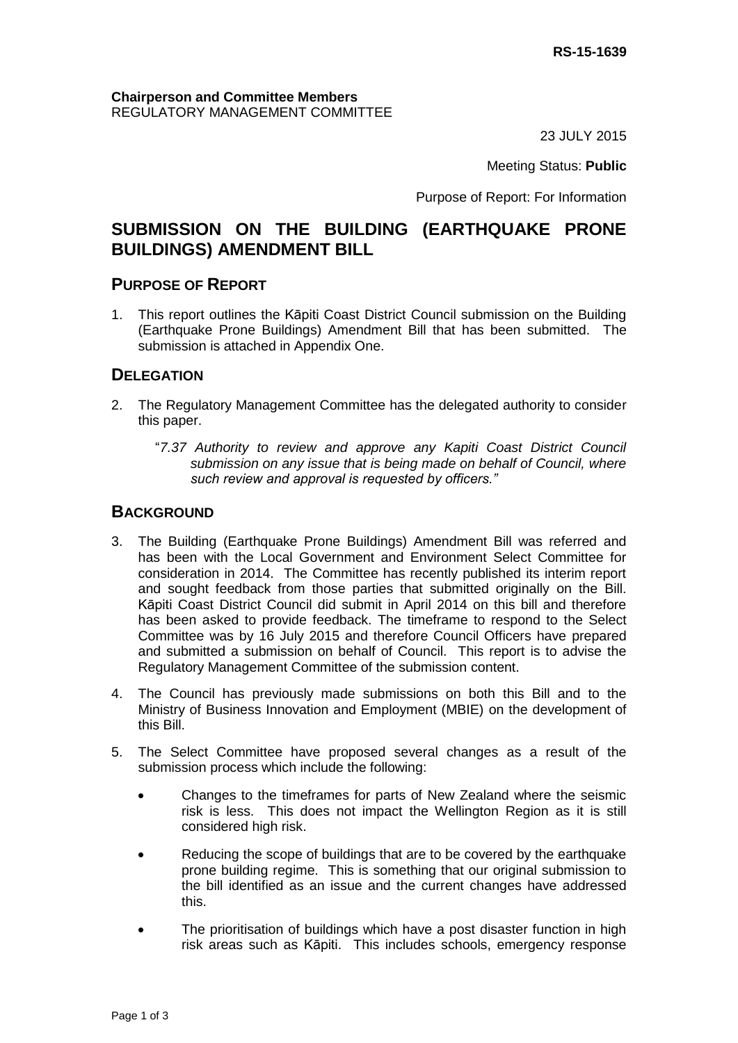**RS-15-1639**

**Chairperson and Committee Members**
REGULATORY MANAGEMENT COMMITTEE

23 JULY 2015

Meeting Status: **Public**

Purpose of Report: For Information

# SUBMISSION ON THE BUILDING (EARTHQUAKE PRONE BUILDINGS) AMENDMENT BILL

## PURPOSE OF REPORT

1. This report outlines the Kāpiti Coast District Council submission on the Building (Earthquake Prone Buildings) Amendment Bill that has been submitted. The submission is attached in Appendix One.

## DELEGATION

2. The Regulatory Management Committee has the delegated authority to consider this paper.

   "*7.37 Authority to review and approve any Kapiti Coast District Council submission on any issue that is being made on behalf of Council, where such review and approval is requested by officers.*"

## BACKGROUND

3. The Building (Earthquake Prone Buildings) Amendment Bill was referred and has been with the Local Government and Environment Select Committee for consideration in 2014. The Committee has recently published its interim report and sought feedback from those parties that submitted originally on the Bill. Kāpiti Coast District Council did submit in April 2014 on this bill and therefore has been asked to provide feedback. The timeframe to respond to the Select Committee was by 16 July 2015 and therefore Council Officers have prepared and submitted a submission on behalf of Council. This report is to advise the Regulatory Management Committee of the submission content.

4. The Council has previously made submissions on both this Bill and to the Ministry of Business Innovation and Employment (MBIE) on the development of this Bill.

5. The Select Committee have proposed several changes as a result of the submission process which include the following:

   - Changes to the timeframes for parts of New Zealand where the seismic risk is less. This does not impact the Wellington Region as it is still considered high risk.
   - Reducing the scope of buildings that are to be covered by the earthquake prone building regime. This is something that our original submission to the bill identified as an issue and the current changes have addressed this.
   - The prioritisation of buildings which have a post disaster function in high risk areas such as Kāpiti. This includes schools, emergency response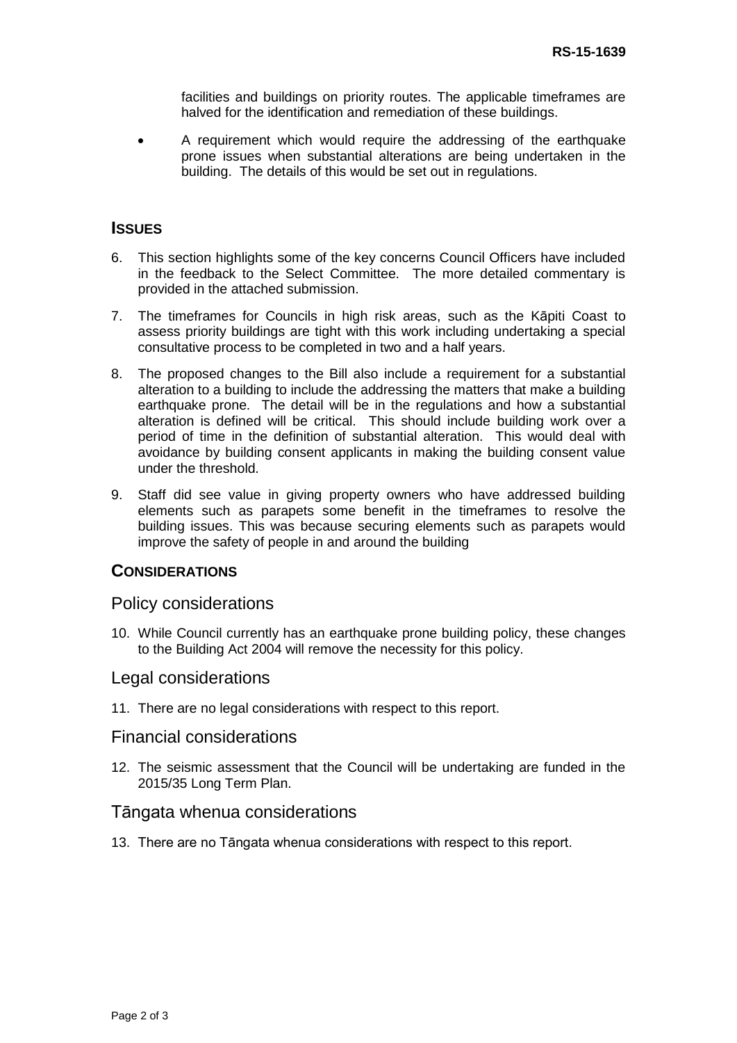facilities and buildings on priority routes. The applicable timeframes are halved for the identification and remediation of these buildings.

- A requirement which would require the addressing of the earthquake prone issues when substantial alterations are being undertaken in the building. The details of this would be set out in regulations.

## ISSUES

6. This section highlights some of the key concerns Council Officers have included in the feedback to the Select Committee. The more detailed commentary is provided in the attached submission.

7. The timeframes for Councils in high risk areas, such as the Kāpiti Coast to assess priority buildings are tight with this work including undertaking a special consultative process to be completed in two and a half years.

8. The proposed changes to the Bill also include a requirement for a substantial alteration to a building to include the addressing the matters that make a building earthquake prone. The detail will be in the regulations and how a substantial alteration is defined will be critical. This should include building work over a period of time in the definition of substantial alteration. This would deal with avoidance by building consent applicants in making the building consent value under the threshold.

9. Staff did see value in giving property owners who have addressed building elements such as parapets some benefit in the timeframes to resolve the building issues. This was because securing elements such as parapets would improve the safety of people in and around the building

## CONSIDERATIONS

### Policy considerations

10. While Council currently has an earthquake prone building policy, these changes to the Building Act 2004 will remove the necessity for this policy.

### Legal considerations

11. There are no legal considerations with respect to this report.

### Financial considerations

12. The seismic assessment that the Council will be undertaking are funded in the 2015/35 Long Term Plan.

### Tāngata whenua considerations

13. There are no Tāngata whenua considerations with respect to this report.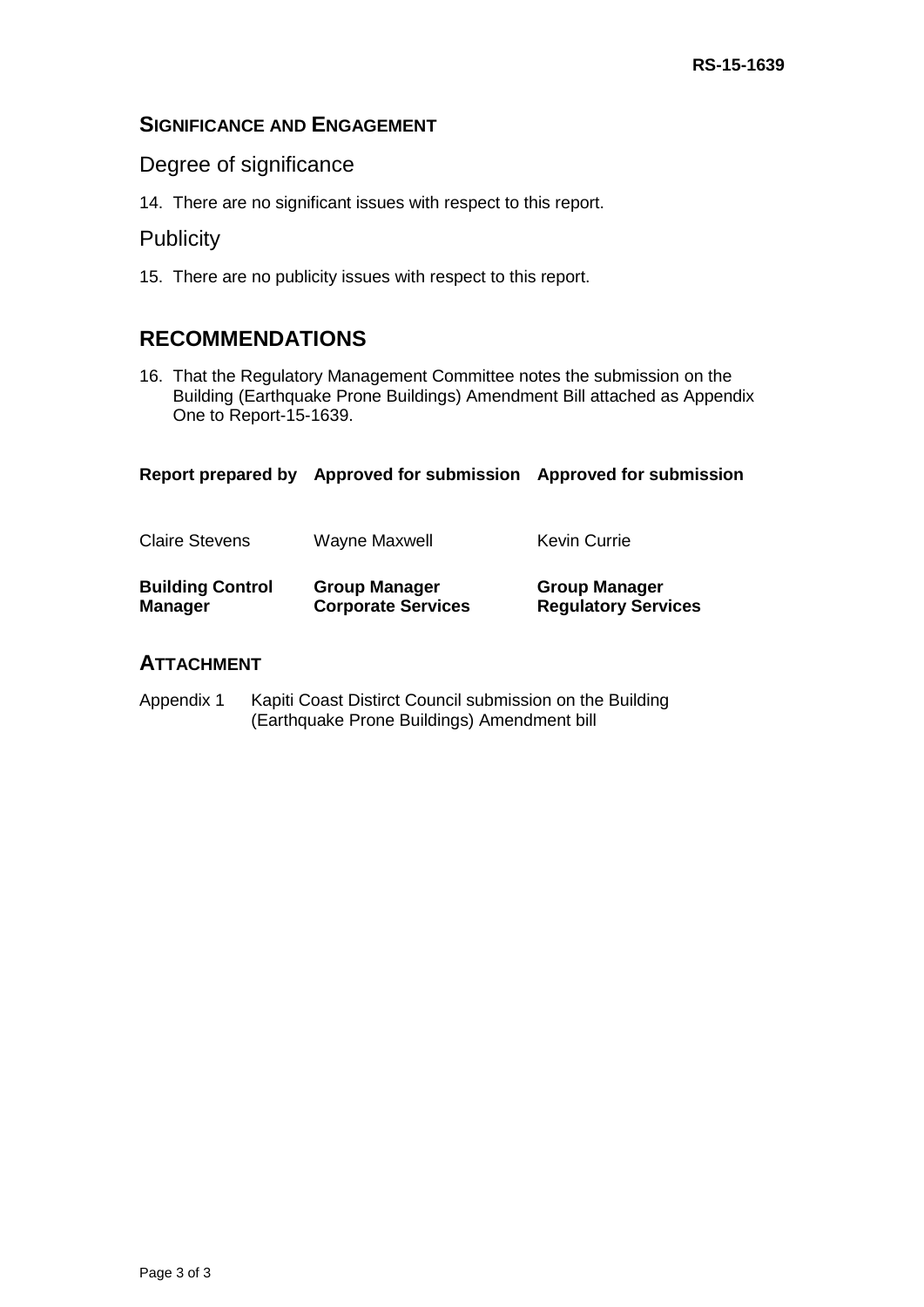## SIGNIFICANCE AND ENGAGEMENT

### Degree of significance

14. There are no significant issues with respect to this report.

### Publicity

15. There are no publicity issues with respect to this report.

## RECOMMENDATIONS

16. That the Regulatory Management Committee notes the submission on the Building (Earthquake Prone Buildings) Amendment Bill attached as Appendix One to Report-15-1639.

| Report prepared by | Approved for submission | Approved for submission |
|---|---|---|
| Claire Stevens | Wayne Maxwell | Kevin Currie |
| **Building Control Manager** | **Group Manager Corporate Services** | **Group Manager Regulatory Services** |

## ATTACHMENT

Appendix 1 Kapiti Coast Distirct Council submission on the Building (Earthquake Prone Buildings) Amendment bill